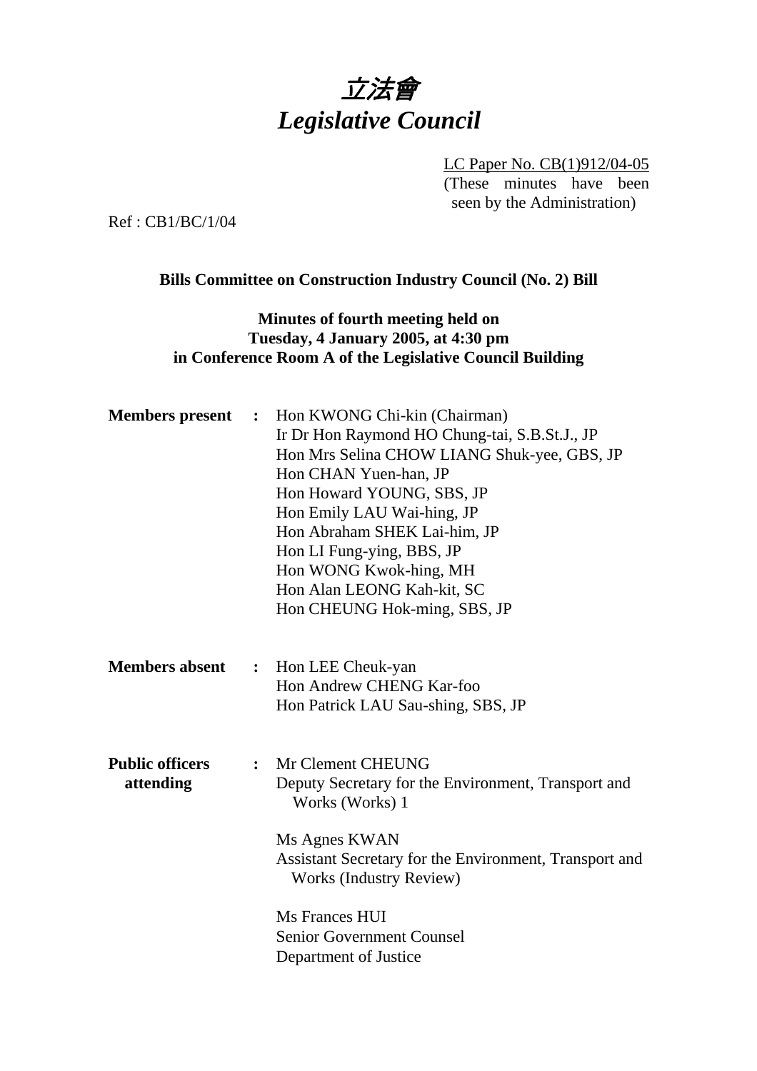# 立法會
# *Legislative Council*

LC Paper No. CB(1)912/04-05
(These minutes have been seen by the Administration)

Ref : CB1/BC/1/04

**Bills Committee on Construction Industry Council (No. 2) Bill**

**Minutes of fourth meeting held on**
**Tuesday, 4 January 2005, at 4:30 pm**
**in Conference Room A of the Legislative Council Building**

| | | |
|---|---|---|
| **Members present** | **:** | Hon KWONG Chi-kin (Chairman)<br>Ir Dr Hon Raymond HO Chung-tai, S.B.St.J., JP<br>Hon Mrs Selina CHOW LIANG Shuk-yee, GBS, JP<br>Hon CHAN Yuen-han, JP<br>Hon Howard YOUNG, SBS, JP<br>Hon Emily LAU Wai-hing, JP<br>Hon Abraham SHEK Lai-him, JP<br>Hon LI Fung-ying, BBS, JP<br>Hon WONG Kwok-hing, MH<br>Hon Alan LEONG Kah-kit, SC<br>Hon CHEUNG Hok-ming, SBS, JP |
| **Members absent** | **:** | Hon LEE Cheuk-yan<br>Hon Andrew CHENG Kar-foo<br>Hon Patrick LAU Sau-shing, SBS, JP |
| **Public officers attending** | **:** | Mr Clement CHEUNG<br>Deputy Secretary for the Environment, Transport and Works (Works) 1<br><br>Ms Agnes KWAN<br>Assistant Secretary for the Environment, Transport and Works (Industry Review)<br><br>Ms Frances HUI<br>Senior Government Counsel<br>Department of Justice |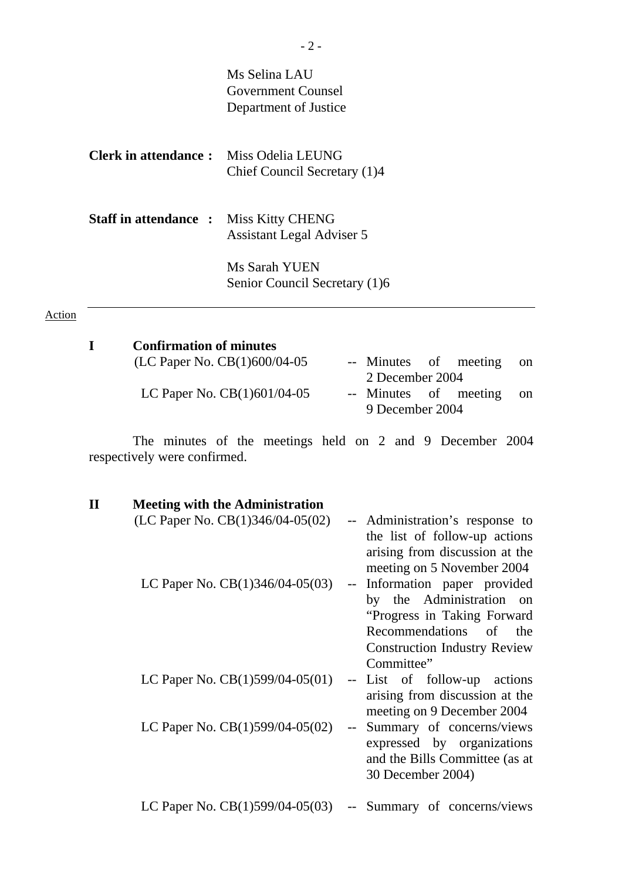Ms Selina LAU
Government Counsel
Department of Justice

**Clerk in attendance :** Miss Odelia LEUNG
Chief Council Secretary (1)4

**Staff in attendance :** Miss Kitty CHENG
Assistant Legal Adviser 5

Ms Sarah YUEN
Senior Council Secretary (1)6

Action

## I Confirmation of minutes

| | | |
|---|---|---|
| (LC Paper No. CB(1)600/04-05 | -- | Minutes of meeting on 2 December 2004 |
| LC Paper No. CB(1)601/04-05 | -- | Minutes of meeting on 9 December 2004 |

The minutes of the meetings held on 2 and 9 December 2004 respectively were confirmed.

## II Meeting with the Administration

| | | |
|---|---|---|
| (LC Paper No. CB(1)346/04-05(02) | -- | Administration's response to the list of follow-up actions arising from discussion at the meeting on 5 November 2004 |
| LC Paper No. CB(1)346/04-05(03) | -- | Information paper provided by the Administration on "Progress in Taking Forward Recommendations of the Construction Industry Review Committee" |
| LC Paper No. CB(1)599/04-05(01) | -- | List of follow-up actions arising from discussion at the meeting on 9 December 2004 |
| LC Paper No. CB(1)599/04-05(02) | -- | Summary of concerns/views expressed by organizations and the Bills Committee (as at 30 December 2004) |
| LC Paper No. CB(1)599/04-05(03) | -- | Summary of concerns/views |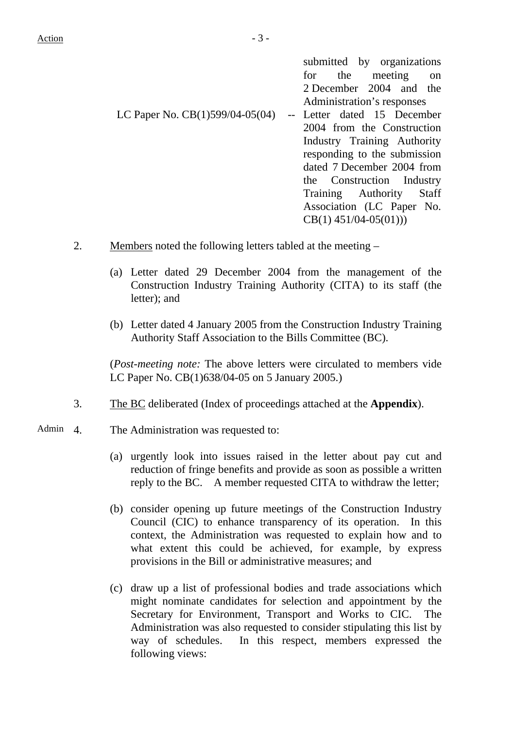submitted by organizations for the meeting on 2 December 2004 and the Administration's responses

LC Paper No. CB(1)599/04-05(04) -- Letter dated 15 December 2004 from the Construction Industry Training Authority responding to the submission dated 7 December 2004 from the Construction Industry Training Authority Staff Association (LC Paper No. CB(1) 451/04-05(01)))

2. Members noted the following letters tabled at the meeting –

   (a) Letter dated 29 December 2004 from the management of the Construction Industry Training Authority (CITA) to its staff (the letter); and

   (b) Letter dated 4 January 2005 from the Construction Industry Training Authority Staff Association to the Bills Committee (BC).

   (*Post-meeting note:* The above letters were circulated to members vide LC Paper No. CB(1)638/04-05 on 5 January 2005.)

3. The BC deliberated (Index of proceedings attached at the **Appendix**).

Admin 4. The Administration was requested to:

   (a) urgently look into issues raised in the letter about pay cut and reduction of fringe benefits and provide as soon as possible a written reply to the BC. A member requested CITA to withdraw the letter;

   (b) consider opening up future meetings of the Construction Industry Council (CIC) to enhance transparency of its operation. In this context, the Administration was requested to explain how and to what extent this could be achieved, for example, by express provisions in the Bill or administrative measures; and

   (c) draw up a list of professional bodies and trade associations which might nominate candidates for selection and appointment by the Secretary for Environment, Transport and Works to CIC. The Administration was also requested to consider stipulating this list by way of schedules. In this respect, members expressed the following views: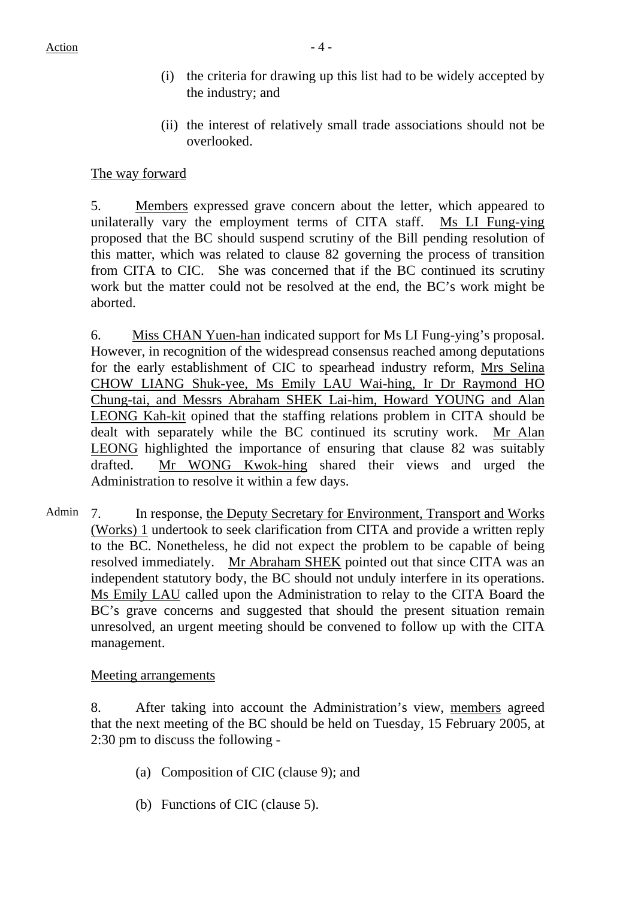Action

(i) the criteria for drawing up this list had to be widely accepted by the industry; and

(ii) the interest of relatively small trade associations should not be overlooked.

The way forward

5. Members expressed grave concern about the letter, which appeared to unilaterally vary the employment terms of CITA staff. Ms LI Fung-ying proposed that the BC should suspend scrutiny of the Bill pending resolution of this matter, which was related to clause 82 governing the process of transition from CITA to CIC. She was concerned that if the BC continued its scrutiny work but the matter could not be resolved at the end, the BC's work might be aborted.

6. Miss CHAN Yuen-han indicated support for Ms LI Fung-ying's proposal. However, in recognition of the widespread consensus reached among deputations for the early establishment of CIC to spearhead industry reform, Mrs Selina CHOW LIANG Shuk-yee, Ms Emily LAU Wai-hing, Ir Dr Raymond HO Chung-tai, and Messrs Abraham SHEK Lai-him, Howard YOUNG and Alan LEONG Kah-kit opined that the staffing relations problem in CITA should be dealt with separately while the BC continued its scrutiny work. Mr Alan LEONG highlighted the importance of ensuring that clause 82 was suitably drafted. Mr WONG Kwok-hing shared their views and urged the Administration to resolve it within a few days.

Admin

7. In response, the Deputy Secretary for Environment, Transport and Works (Works) 1 undertook to seek clarification from CITA and provide a written reply to the BC. Nonetheless, he did not expect the problem to be capable of being resolved immediately. Mr Abraham SHEK pointed out that since CITA was an independent statutory body, the BC should not unduly interfere in its operations. Ms Emily LAU called upon the Administration to relay to the CITA Board the BC's grave concerns and suggested that should the present situation remain unresolved, an urgent meeting should be convened to follow up with the CITA management.

Meeting arrangements

8. After taking into account the Administration's view, members agreed that the next meeting of the BC should be held on Tuesday, 15 February 2005, at 2:30 pm to discuss the following -

(a) Composition of CIC (clause 9); and

(b) Functions of CIC (clause 5).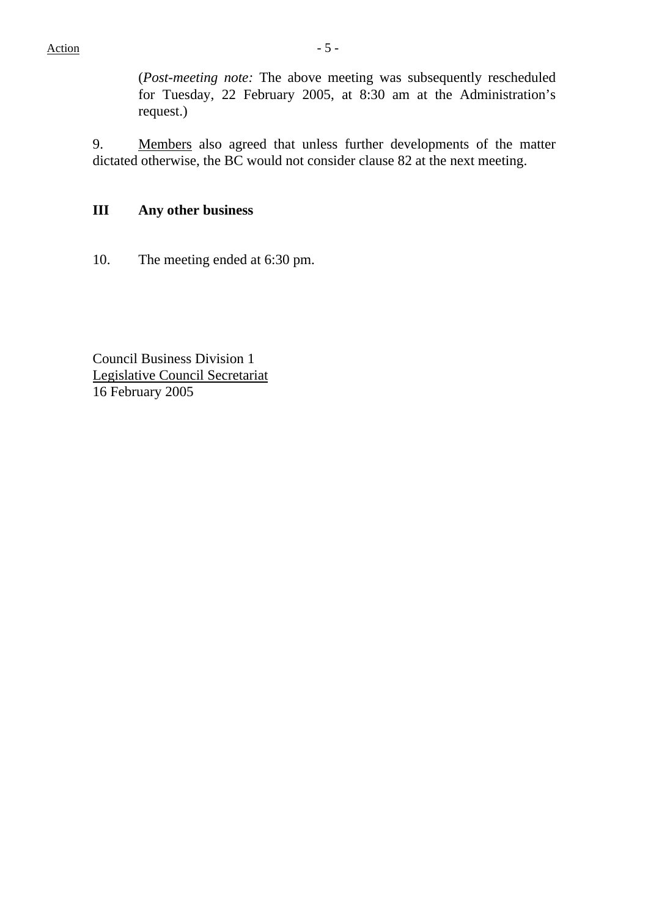(*Post-meeting note:* The above meeting was subsequently rescheduled for Tuesday, 22 February 2005, at 8:30 am at the Administration's request.)

9. Members also agreed that unless further developments of the matter dictated otherwise, the BC would not consider clause 82 at the next meeting.

**III Any other business**

10. The meeting ended at 6:30 pm.

Council Business Division 1
Legislative Council Secretariat
16 February 2005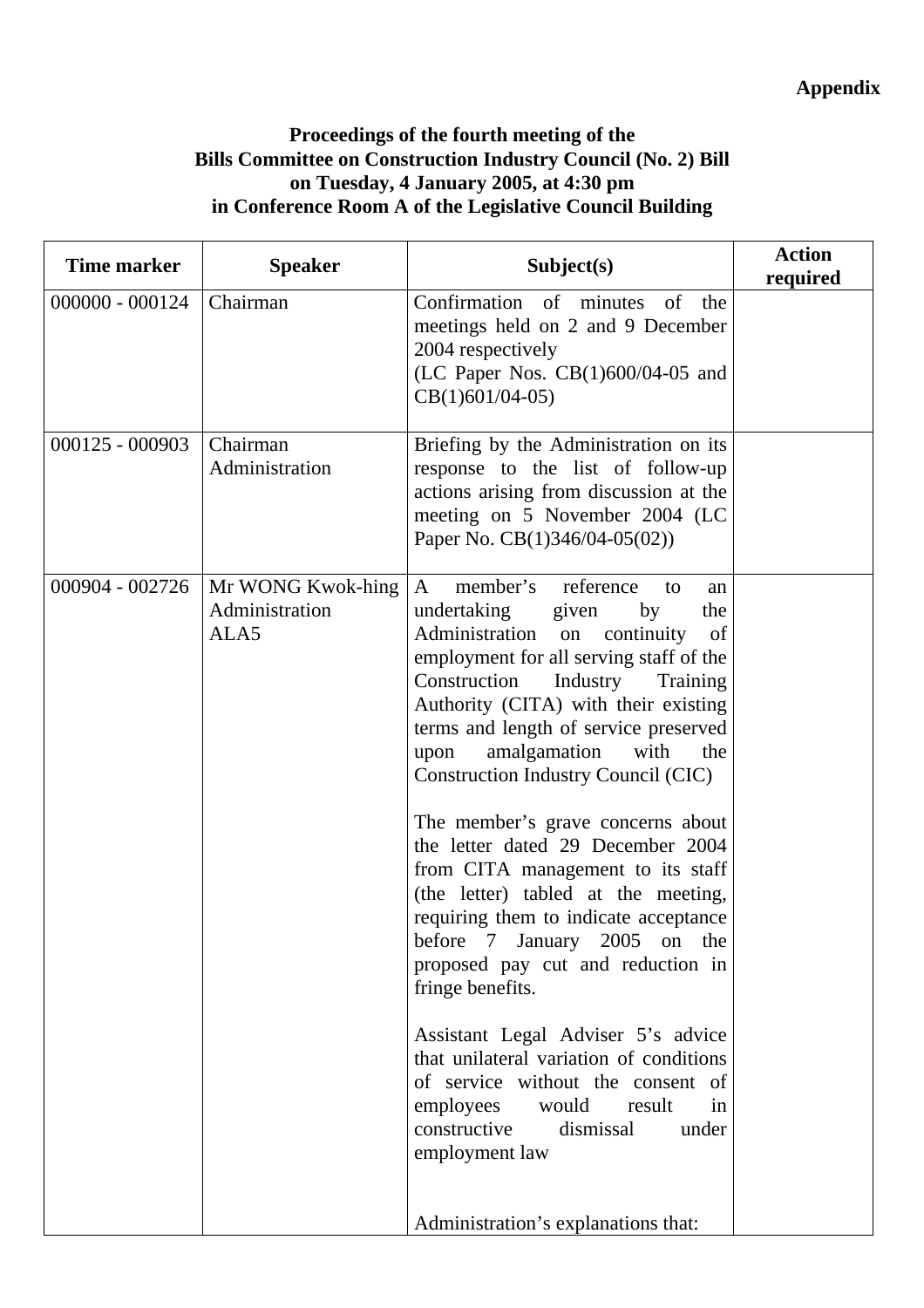**Appendix**

**Proceedings of the fourth meeting of the Bills Committee on Construction Industry Council (No. 2) Bill on Tuesday, 4 January 2005, at 4:30 pm in Conference Room A of the Legislative Council Building**

| Time marker | Speaker | Subject(s) | Action required |
|---|---|---|---|
| 000000 - 000124 | Chairman | Confirmation of minutes of the meetings held on 2 and 9 December 2004 respectively<br>(LC Paper Nos. CB(1)600/04-05 and CB(1)601/04-05) | |
| 000125 - 000903 | Chairman<br>Administration | Briefing by the Administration on its response to the list of follow-up actions arising from discussion at the meeting on 5 November 2004 (LC Paper No. CB(1)346/04-05(02)) | |
| 000904 - 002726 | Mr WONG Kwok-hing<br>Administration<br>ALA5 | A member's reference to an undertaking given by the Administration on continuity of employment for all serving staff of the Construction Industry Training Authority (CITA) with their existing terms and length of service preserved upon amalgamation with the Construction Industry Council (CIC)<br><br>The member's grave concerns about the letter dated 29 December 2004 from CITA management to its staff (the letter) tabled at the meeting, requiring them to indicate acceptance before 7 January 2005 on the proposed pay cut and reduction in fringe benefits.<br><br>Assistant Legal Adviser 5's advice that unilateral variation of conditions of service without the consent of employees would result in constructive dismissal under employment law<br><br>Administration's explanations that: | |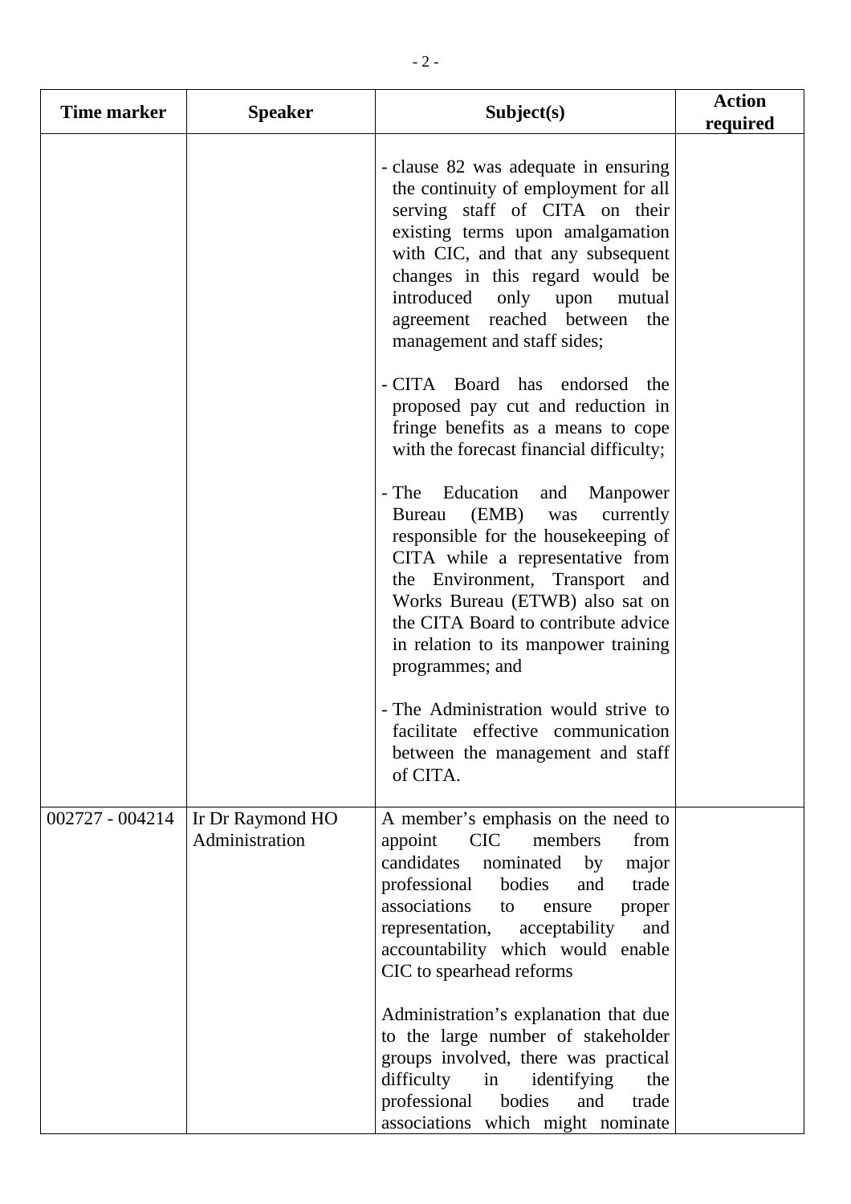| Time marker | Speaker | Subject(s) | Action required |
|---|---|---|---|
| | | - clause 82 was adequate in ensuring the continuity of employment for all serving staff of CITA on their existing terms upon amalgamation with CIC, and that any subsequent changes in this regard would be introduced only upon mutual agreement reached between the management and staff sides;<br><br>- CITA Board has endorsed the proposed pay cut and reduction in fringe benefits as a means to cope with the forecast financial difficulty;<br><br>- The Education and Manpower Bureau (EMB) was currently responsible for the housekeeping of CITA while a representative from the Environment, Transport and Works Bureau (ETWB) also sat on the CITA Board to contribute advice in relation to its manpower training programmes; and<br><br>- The Administration would strive to facilitate effective communication between the management and staff of CITA. | |
| 002727 - 004214 | Ir Dr Raymond HO<br>Administration | A member's emphasis on the need to appoint CIC members from candidates nominated by major professional bodies and trade associations to ensure proper representation, acceptability and accountability which would enable CIC to spearhead reforms<br><br>Administration's explanation that due to the large number of stakeholder groups involved, there was practical difficulty in identifying the professional bodies and trade associations which might nominate | |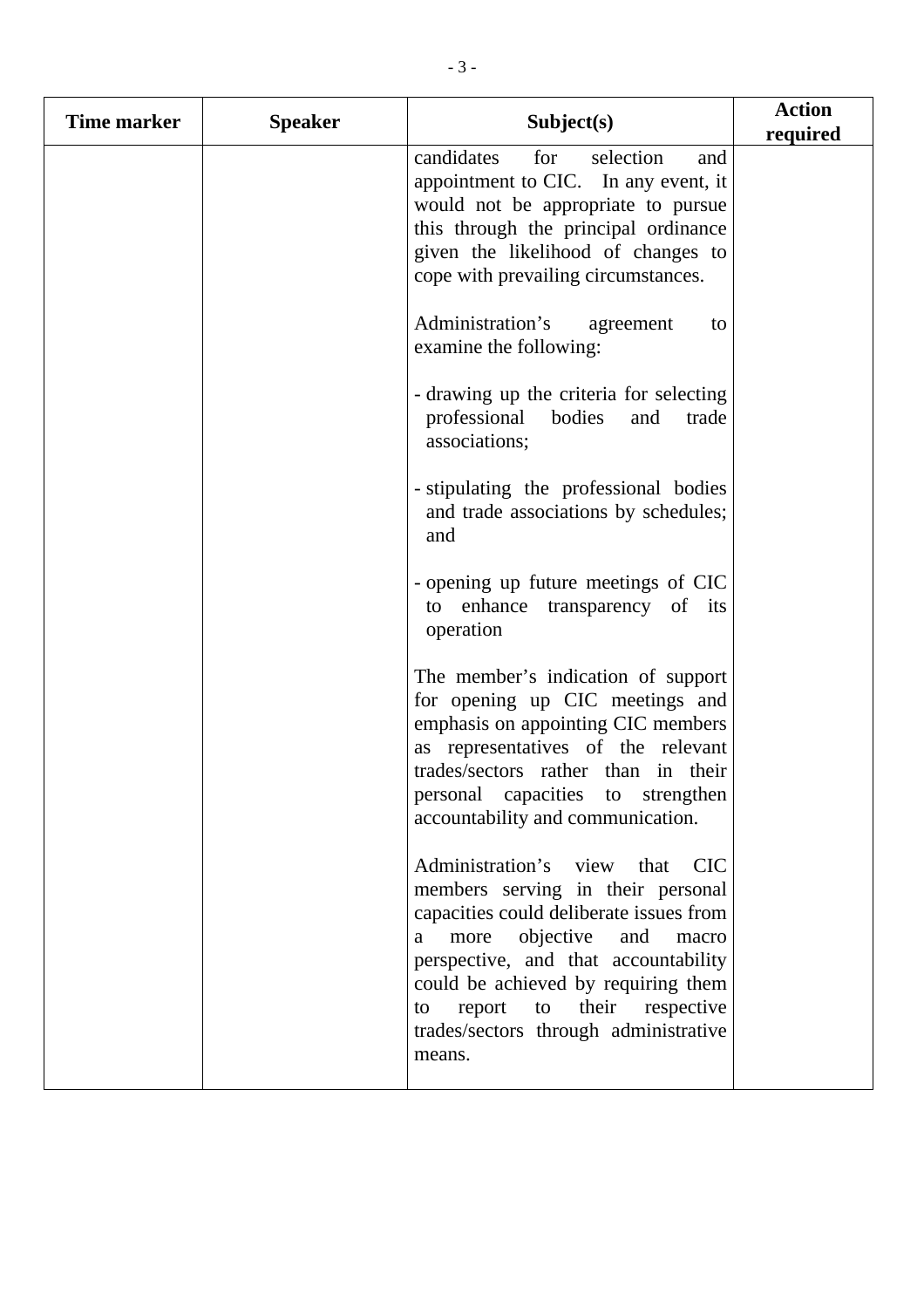| Time marker | Speaker | Subject(s) | Action required |
|---|---|---|---|
| | | candidates for selection and appointment to CIC. In any event, it would not be appropriate to pursue this through the principal ordinance given the likelihood of changes to cope with prevailing circumstances.<br><br>Administration's agreement to examine the following:<br><br>- drawing up the criteria for selecting professional bodies and trade associations;<br><br>- stipulating the professional bodies and trade associations by schedules; and<br><br>- opening up future meetings of CIC to enhance transparency of its operation<br><br>The member's indication of support for opening up CIC meetings and emphasis on appointing CIC members as representatives of the relevant trades/sectors rather than in their personal capacities to strengthen accountability and communication.<br><br>Administration's view that CIC members serving in their personal capacities could deliberate issues from a more objective and macro perspective, and that accountability could be achieved by requiring them to report to their respective trades/sectors through administrative means. | |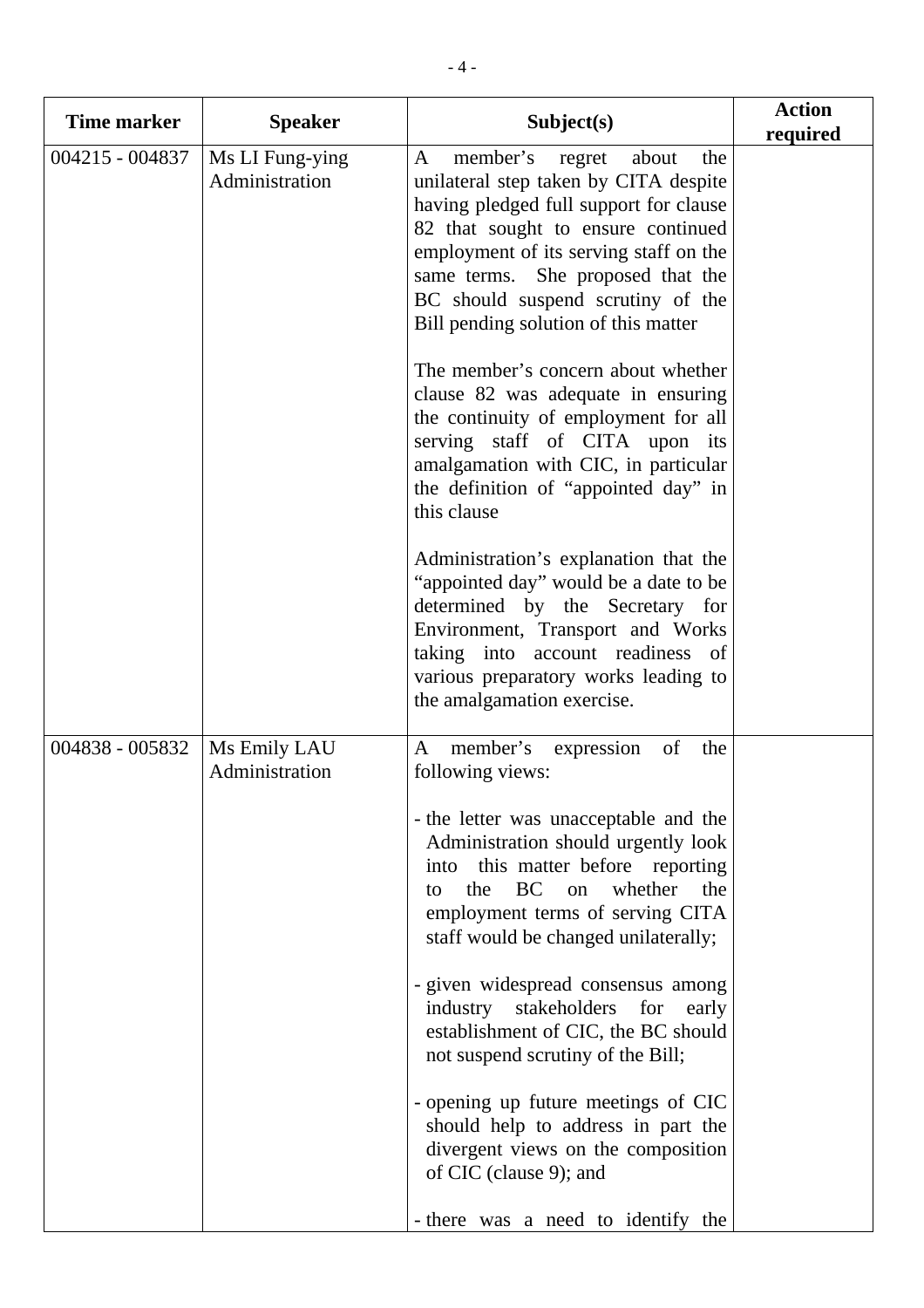| Time marker | Speaker | Subject(s) | Action required |
|---|---|---|---|
| 004215 - 004837 | Ms LI Fung-ying<br>Administration | A member's regret about the unilateral step taken by CITA despite having pledged full support for clause 82 that sought to ensure continued employment of its serving staff on the same terms. She proposed that the BC should suspend scrutiny of the Bill pending solution of this matter<br><br>The member's concern about whether clause 82 was adequate in ensuring the continuity of employment for all serving staff of CITA upon its amalgamation with CIC, in particular the definition of "appointed day" in this clause<br><br>Administration's explanation that the "appointed day" would be a date to be determined by the Secretary for Environment, Transport and Works taking into account readiness of various preparatory works leading to the amalgamation exercise. | |
| 004838 - 005832 | Ms Emily LAU<br>Administration | A member's expression of the following views:<br><br>- the letter was unacceptable and the Administration should urgently look into this matter before reporting to the BC on whether the employment terms of serving CITA staff would be changed unilaterally;<br><br>- given widespread consensus among industry stakeholders for early establishment of CIC, the BC should not suspend scrutiny of the Bill;<br><br>- opening up future meetings of CIC should help to address in part the divergent views on the composition of CIC (clause 9); and<br><br>- there was a need to identify the | |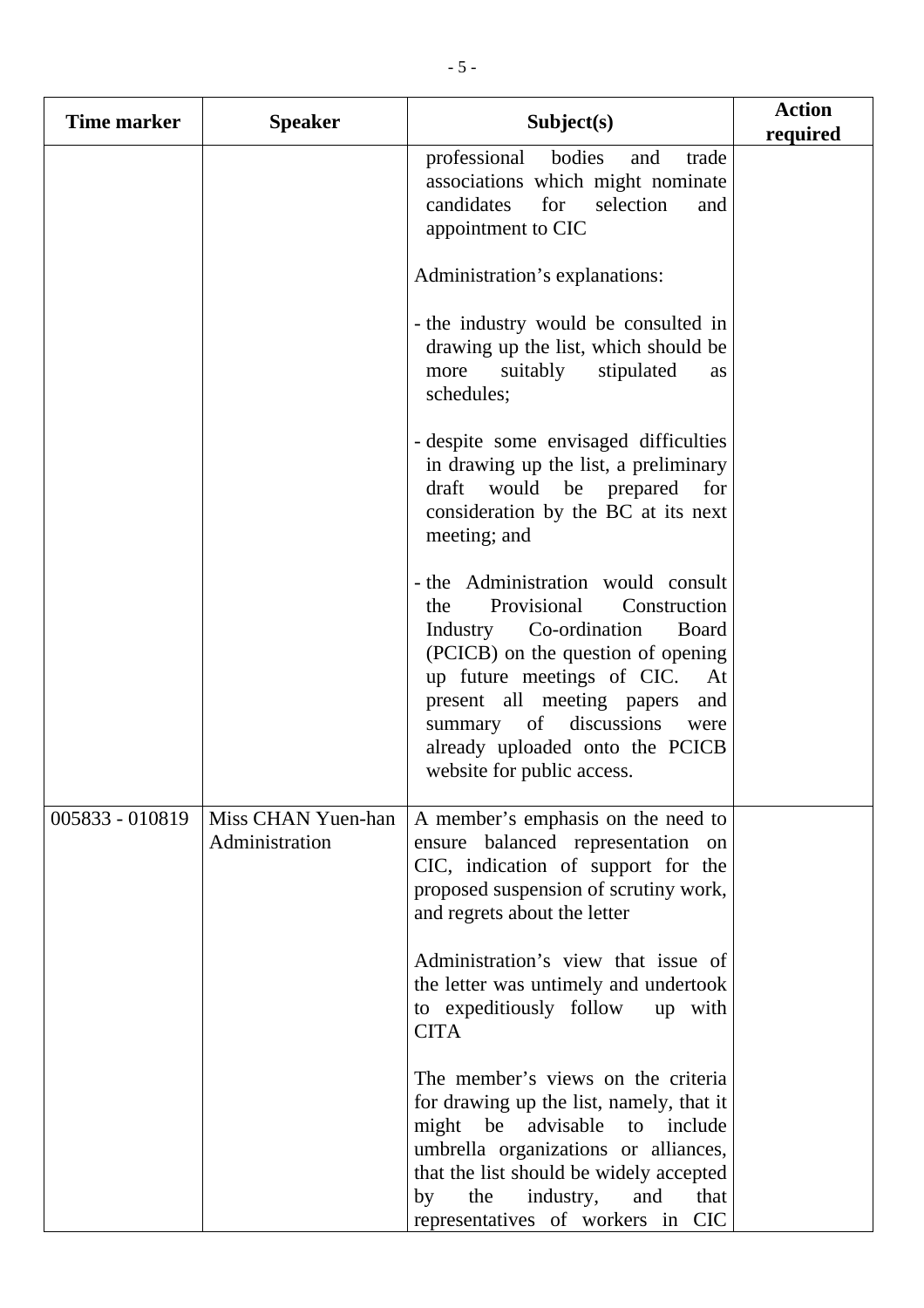| Time marker | Speaker | Subject(s) | Action required |
|---|---|---|---|
| | | professional bodies and trade associations which might nominate candidates for selection and appointment to CIC<br><br>Administration's explanations:<br><br>- the industry would be consulted in drawing up the list, which should be more suitably stipulated as schedules;<br><br>- despite some envisaged difficulties in drawing up the list, a preliminary draft would be prepared for consideration by the BC at its next meeting; and<br><br>- the Administration would consult the Provisional Construction Industry Co-ordination Board (PCICB) on the question of opening up future meetings of CIC. At present all meeting papers and summary of discussions were already uploaded onto the PCICB website for public access. | |
| 005833 - 010819 | Miss CHAN Yuen-han<br>Administration | A member's emphasis on the need to ensure balanced representation on CIC, indication of support for the proposed suspension of scrutiny work, and regrets about the letter<br><br>Administration's view that issue of the letter was untimely and undertook to expeditiously follow up with CITA<br><br>The member's views on the criteria for drawing up the list, namely, that it might be advisable to include umbrella organizations or alliances, that the list should be widely accepted by the industry, and that representatives of workers in CIC | |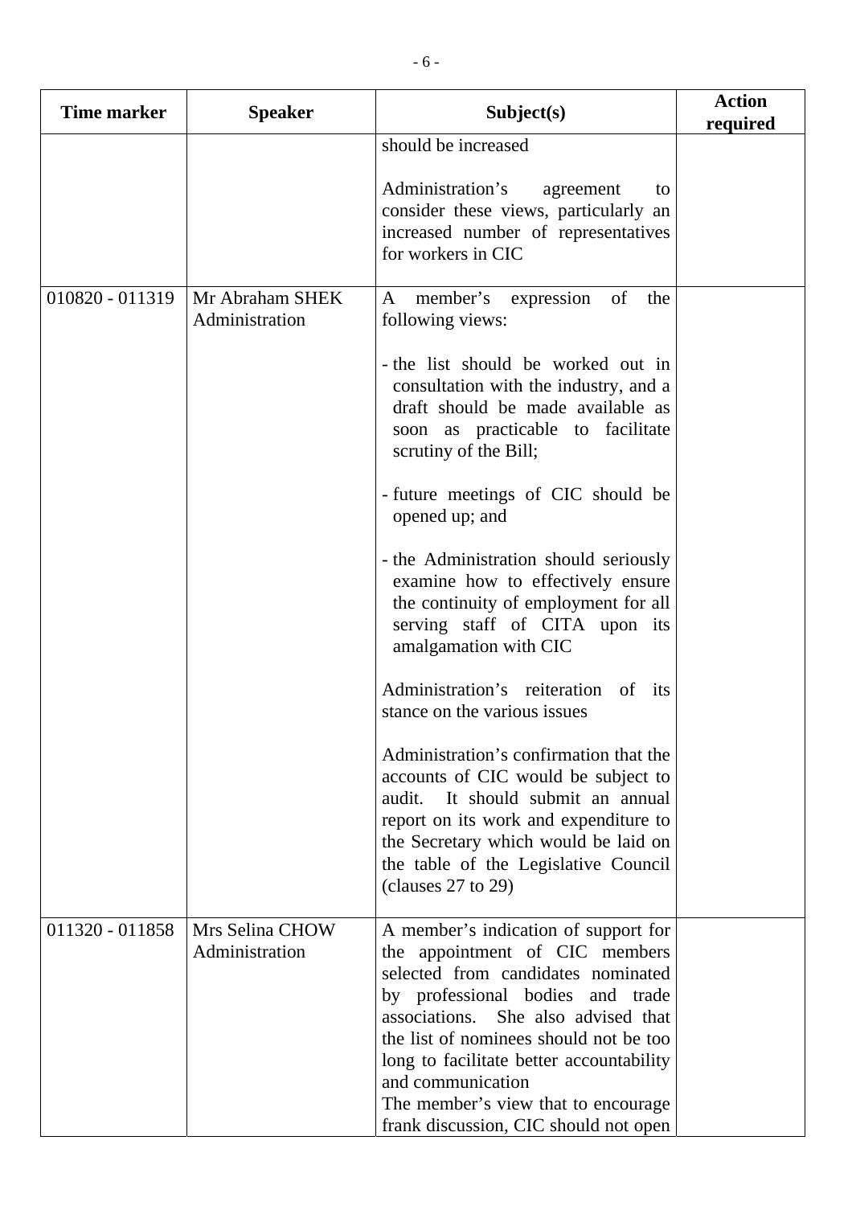| Time marker | Speaker | Subject(s) | Action required |
|---|---|---|---|
| | | should be increased<br><br>Administration's agreement to consider these views, particularly an increased number of representatives for workers in CIC | |
| 010820 - 011319 | Mr Abraham SHEK<br>Administration | A member's expression of the following views:<br><br>- the list should be worked out in consultation with the industry, and a draft should be made available as soon as practicable to facilitate scrutiny of the Bill;<br><br>- future meetings of CIC should be opened up; and<br><br>- the Administration should seriously examine how to effectively ensure the continuity of employment for all serving staff of CITA upon its amalgamation with CIC<br><br>Administration's reiteration of its stance on the various issues<br><br>Administration's confirmation that the accounts of CIC would be subject to audit. It should submit an annual report on its work and expenditure to the Secretary which would be laid on the table of the Legislative Council (clauses 27 to 29) | |
| 011320 - 011858 | Mrs Selina CHOW<br>Administration | A member's indication of support for the appointment of CIC members selected from candidates nominated by professional bodies and trade associations. She also advised that the list of nominees should not be too long to facilitate better accountability and communication<br>The member's view that to encourage frank discussion, CIC should not open | |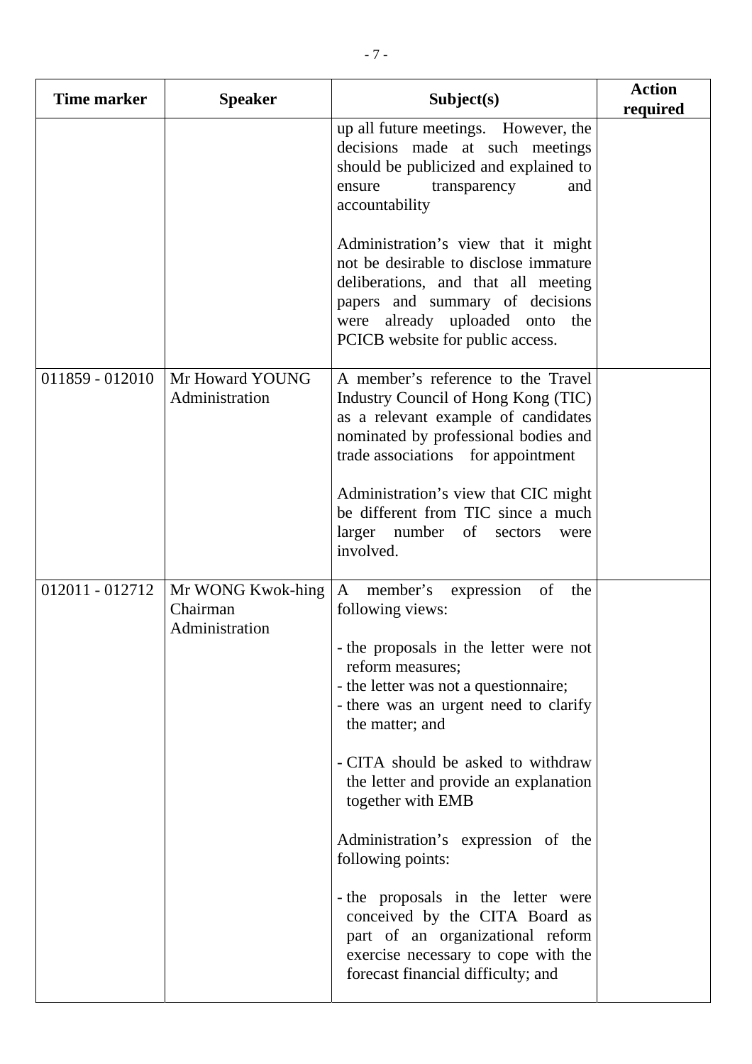| Time marker | Speaker | Subject(s) | Action required |
|---|---|---|---|
| | | up all future meetings. However, the decisions made at such meetings should be publicized and explained to ensure transparency and accountability<br><br>Administration's view that it might not be desirable to disclose immature deliberations, and that all meeting papers and summary of decisions were already uploaded onto the PCICB website for public access. | |
| 011859 - 012010 | Mr Howard YOUNG<br>Administration | A member's reference to the Travel Industry Council of Hong Kong (TIC) as a relevant example of candidates nominated by professional bodies and trade associations for appointment<br><br>Administration's view that CIC might be different from TIC since a much larger number of sectors were involved. | |
| 012011 - 012712 | Mr WONG Kwok-hing<br>Chairman<br>Administration | A member's expression of the following views:<br><br>- the proposals in the letter were not reform measures;<br>- the letter was not a questionnaire;<br>- there was an urgent need to clarify the matter; and<br><br>- CITA should be asked to withdraw the letter and provide an explanation together with EMB<br><br>Administration's expression of the following points:<br><br>- the proposals in the letter were conceived by the CITA Board as part of an organizational reform exercise necessary to cope with the forecast financial difficulty; and | |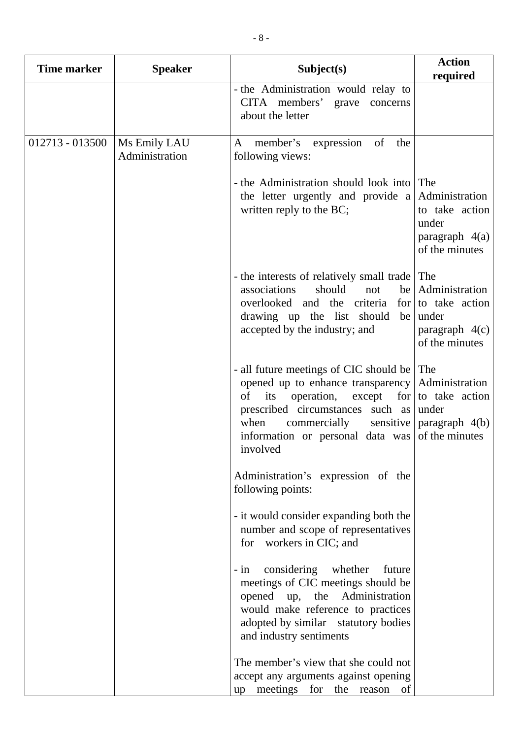| Time marker | Speaker | Subject(s) | Action required |
|---|---|---|---|
| | | - the Administration would relay to CITA members' grave concerns about the letter | |
| 012713 - 013500 | Ms Emily LAU<br>Administration | A member's expression of the following views:<br><br>- the Administration should look into the letter urgently and provide a written reply to the BC; | The Administration to take action under paragraph 4(a) of the minutes |
| | | - the interests of relatively small trade associations should not be overlooked and the criteria for drawing up the list should be accepted by the industry; and | The Administration to take action under paragraph 4(c) of the minutes |
| | | - all future meetings of CIC should be opened up to enhance transparency of its operation, except for prescribed circumstances such as when commercially sensitive information or personal data was involved | The Administration to take action under paragraph 4(b) of the minutes |
| | | Administration's expression of the following points:<br><br>- it would consider expanding both the number and scope of representatives for workers in CIC; and<br><br>- in considering whether future meetings of CIC meetings should be opened up, the Administration would make reference to practices adopted by similar statutory bodies and industry sentiments<br><br>The member's view that she could not accept any arguments against opening up meetings for the reason of | |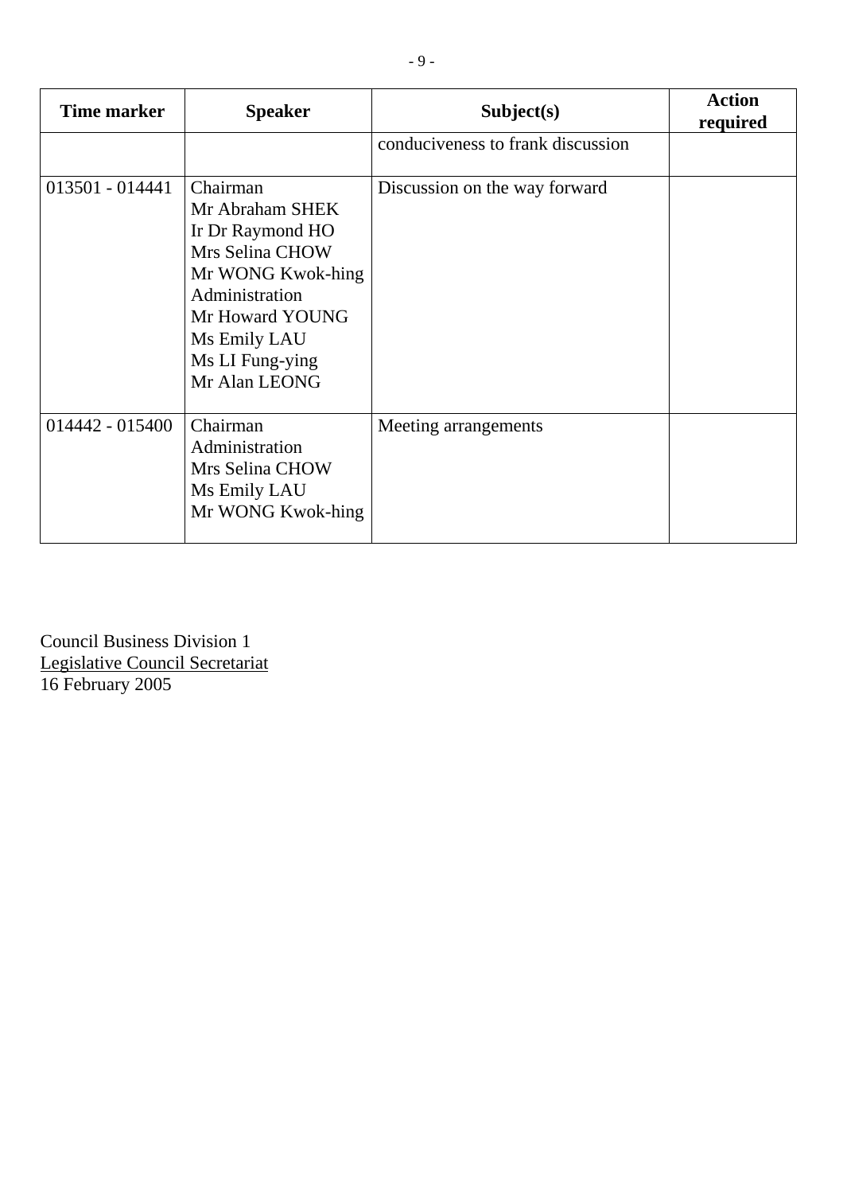| Time marker | Speaker | Subject(s) | Action required |
|---|---|---|---|
| | | conduciveness to frank discussion | |
| 013501 - 014441 | Chairman<br>Mr Abraham SHEK<br>Ir Dr Raymond HO<br>Mrs Selina CHOW<br>Mr WONG Kwok-hing<br>Administration<br>Mr Howard YOUNG<br>Ms Emily LAU<br>Ms LI Fung-ying<br>Mr Alan LEONG | Discussion on the way forward | |
| 014442 - 015400 | Chairman<br>Administration<br>Mrs Selina CHOW<br>Ms Emily LAU<br>Mr WONG Kwok-hing | Meeting arrangements | |

Council Business Division 1
Legislative Council Secretariat
16 February 2005